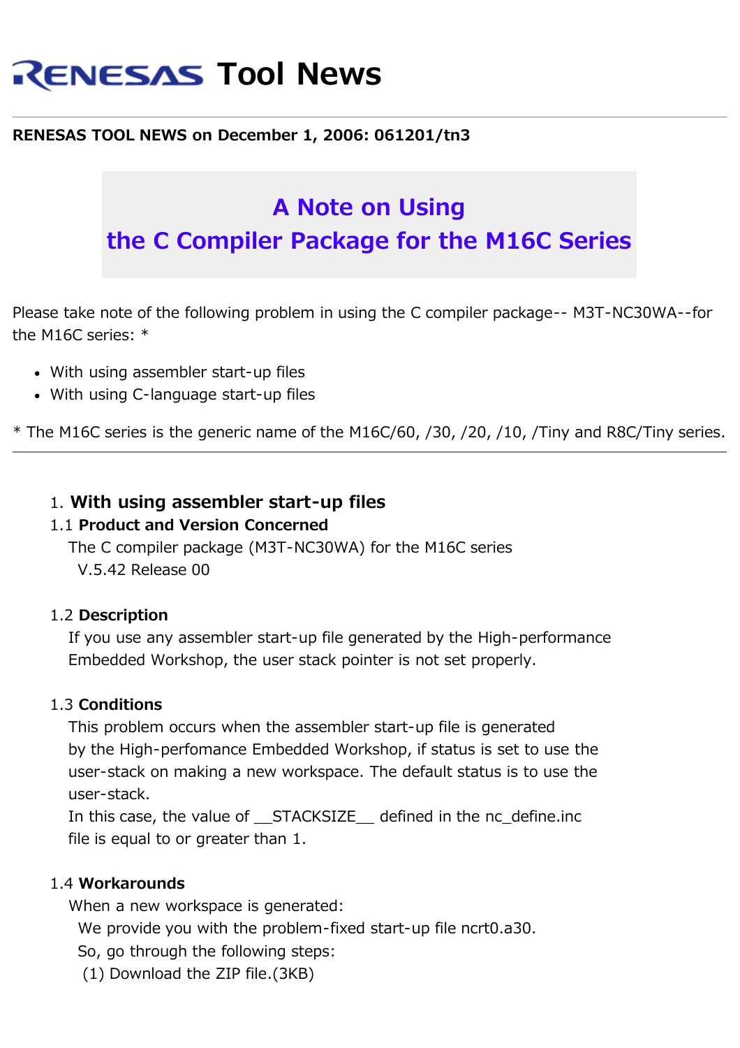# RENESAS Tool News

**RENESAS TOOL NEWS on December 1, 2006: 061201/tn3**

## A Note on Using the C Compiler Package for the M16C Series

Please take note of the following problem in using the C compiler package-- M3T-NC30WA--for the M16C series: *

- With using assembler start-up files
- With using C-language start-up files

* The M16C series is the generic name of the M16C/60, /30, /20, /10, /Tiny and R8C/Tiny series.

---

### 1. With using assembler start-up files

#### 1.1 Product and Version Concerned

The C compiler package (M3T-NC30WA) for the M16C series
V.5.42 Release 00

#### 1.2 Description

If you use any assembler start-up file generated by the High-performance Embedded Workshop, the user stack pointer is not set properly.

#### 1.3 Conditions

This problem occurs when the assembler start-up file is generated by the High-perfomance Embedded Workshop, if status is set to use the user-stack on making a new workspace. The default status is to use the user-stack.
In this case, the value of __STACKSIZE__ defined in the nc_define.inc file is equal to or greater than 1.

#### 1.4 Workarounds

When a new workspace is generated:
We provide you with the problem-fixed start-up file ncrt0.a30.
So, go through the following steps:
(1) Download the ZIP file.(3KB)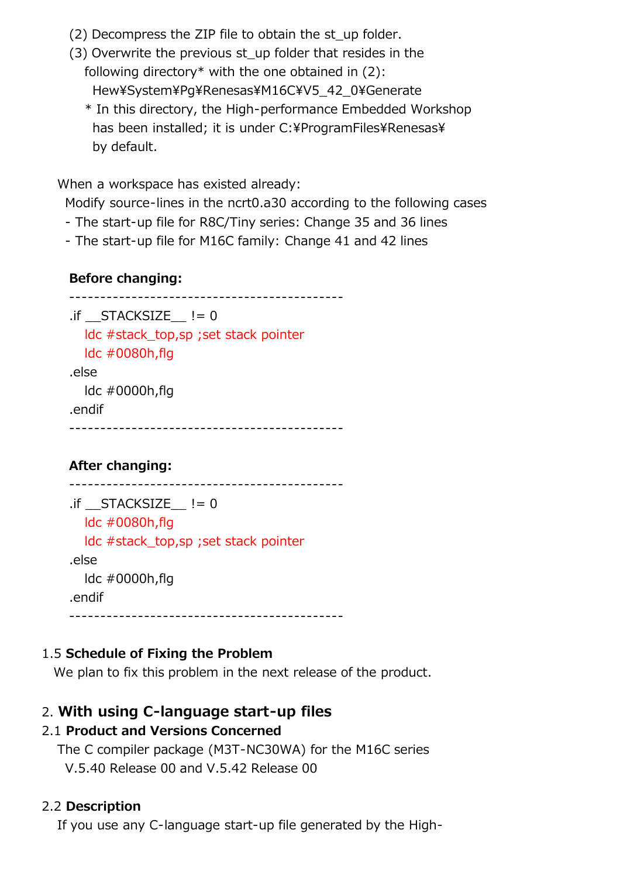(2) Decompress the ZIP file to obtain the st_up folder.

(3) Overwrite the previous st_up folder that resides in the following directory* with the one obtained in (2):
Hew¥System¥Pg¥Renesas¥M16C¥V5_42_0¥Generate
\* In this directory, the High-performance Embedded Workshop has been installed; it is under C:¥ProgramFiles¥Renesas¥ by default.

When a workspace has existed already:
Modify source-lines in the ncrt0.a30 according to the following cases
- The start-up file for R8C/Tiny series: Change 35 and 36 lines
- The start-up file for M16C family: Change 41 and 42 lines

**Before changing:**

```
--------------------------------------------
.if __STACKSIZE__ != 0
    ldc #stack_top,sp ;set stack pointer
    ldc #0080h,flg
.else
    ldc #0000h,flg
.endif
--------------------------------------------
```

**After changing:**

```
--------------------------------------------
.if __STACKSIZE__ != 0
    ldc #0080h,flg
    ldc #stack_top,sp ;set stack pointer
.else
    ldc #0000h,flg
.endif
--------------------------------------------
```

### 1.5 Schedule of Fixing the Problem

We plan to fix this problem in the next release of the product.

## 2. With using C-language start-up files

### 2.1 Product and Versions Concerned

The C compiler package (M3T-NC30WA) for the M16C series
V.5.40 Release 00 and V.5.42 Release 00

### 2.2 Description

If you use any C-language start-up file generated by the High-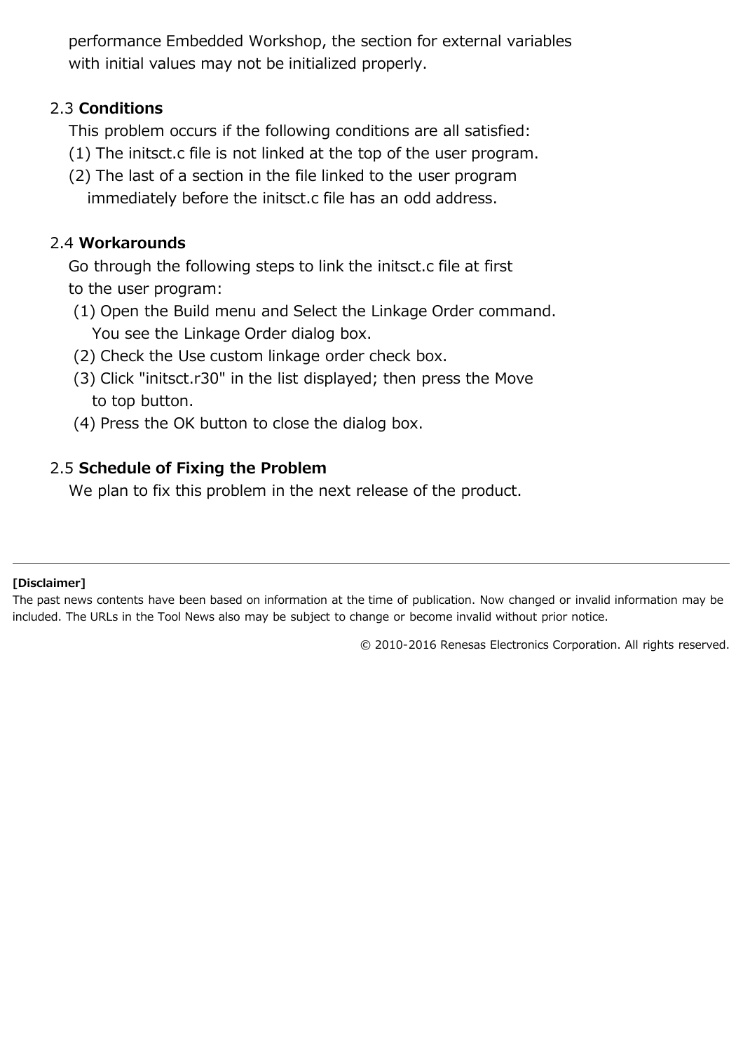performance Embedded Workshop, the section for external variables with initial values may not be initialized properly.

### 2.3 **Conditions**

This problem occurs if the following conditions are all satisfied:

(1) The initsct.c file is not linked at the top of the user program.
(2) The last of a section in the file linked to the user program immediately before the initsct.c file has an odd address.

### 2.4 **Workarounds**

Go through the following steps to link the initsct.c file at first to the user program:

(1) Open the Build menu and Select the Linkage Order command. You see the Linkage Order dialog box.
(2) Check the Use custom linkage order check box.
(3) Click "initsct.r30" in the list displayed; then press the Move to top button.
(4) Press the OK button to close the dialog box.

### 2.5 **Schedule of Fixing the Problem**

We plan to fix this problem in the next release of the product.

---

**[Disclaimer]**

The past news contents have been based on information at the time of publication. Now changed or invalid information may be included. The URLs in the Tool News also may be subject to change or become invalid without prior notice.

© 2010-2016 Renesas Electronics Corporation. All rights reserved.